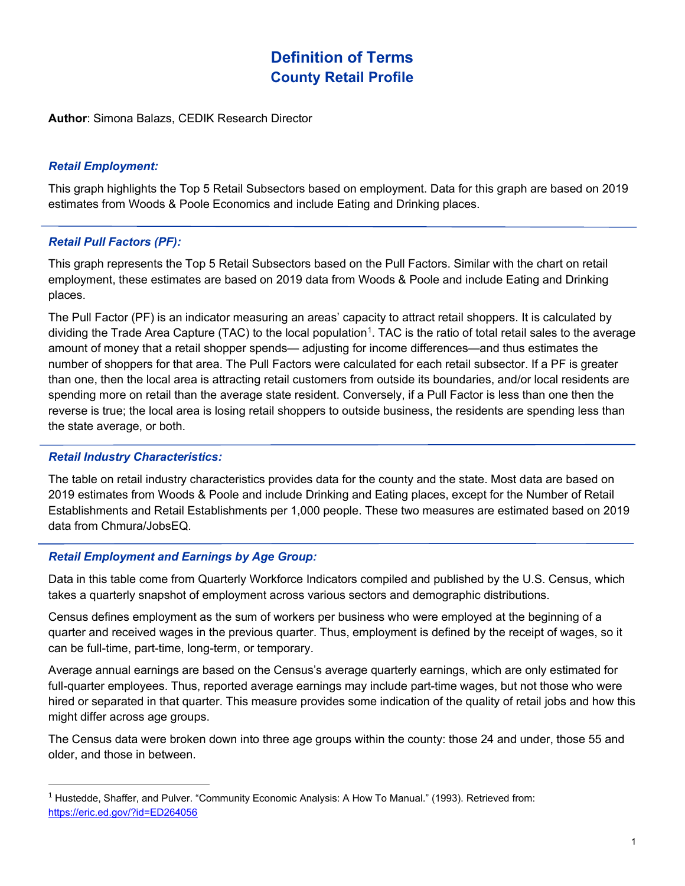# Definition of Terms
## County Retail Profile

**Author**: Simona Balazs, CEDIK Research Director

### *Retail Employment:*

This graph highlights the Top 5 Retail Subsectors based on employment. Data for this graph are based on 2019 estimates from Woods & Poole Economics and include Eating and Drinking places.

---

### *Retail Pull Factors (PF):*

This graph represents the Top 5 Retail Subsectors based on the Pull Factors. Similar with the chart on retail employment, these estimates are based on 2019 data from Woods & Poole and include Eating and Drinking places.

The Pull Factor (PF) is an indicator measuring an areas' capacity to attract retail shoppers. It is calculated by dividing the Trade Area Capture (TAC) to the local population[1]. TAC is the ratio of total retail sales to the average amount of money that a retail shopper spends— adjusting for income differences—and thus estimates the number of shoppers for that area. The Pull Factors were calculated for each retail subsector. If a PF is greater than one, then the local area is attracting retail customers from outside its boundaries, and/or local residents are spending more on retail than the average state resident. Conversely, if a Pull Factor is less than one then the reverse is true; the local area is losing retail shoppers to outside business, the residents are spending less than the state average, or both.

---

### *Retail Industry Characteristics:*

The table on retail industry characteristics provides data for the county and the state. Most data are based on 2019 estimates from Woods & Poole and include Drinking and Eating places, except for the Number of Retail Establishments and Retail Establishments per 1,000 people. These two measures are estimated based on 2019 data from Chmura/JobsEQ.

---

### *Retail Employment and Earnings by Age Group:*

Data in this table come from Quarterly Workforce Indicators compiled and published by the U.S. Census, which takes a quarterly snapshot of employment across various sectors and demographic distributions.

Census defines employment as the sum of workers per business who were employed at the beginning of a quarter and received wages in the previous quarter. Thus, employment is defined by the receipt of wages, so it can be full-time, part-time, long-term, or temporary.

Average annual earnings are based on the Census's average quarterly earnings, which are only estimated for full-quarter employees. Thus, reported average earnings may include part-time wages, but not those who were hired or separated in that quarter. This measure provides some indication of the quality of retail jobs and how this might differ across age groups.

The Census data were broken down into three age groups within the county: those 24 and under, those 55 and older, and those in between.

---

[1] Hustedde, Shaffer, and Pulver. "Community Economic Analysis: A How To Manual." (1993). Retrieved from: https://eric.ed.gov/?id=ED264056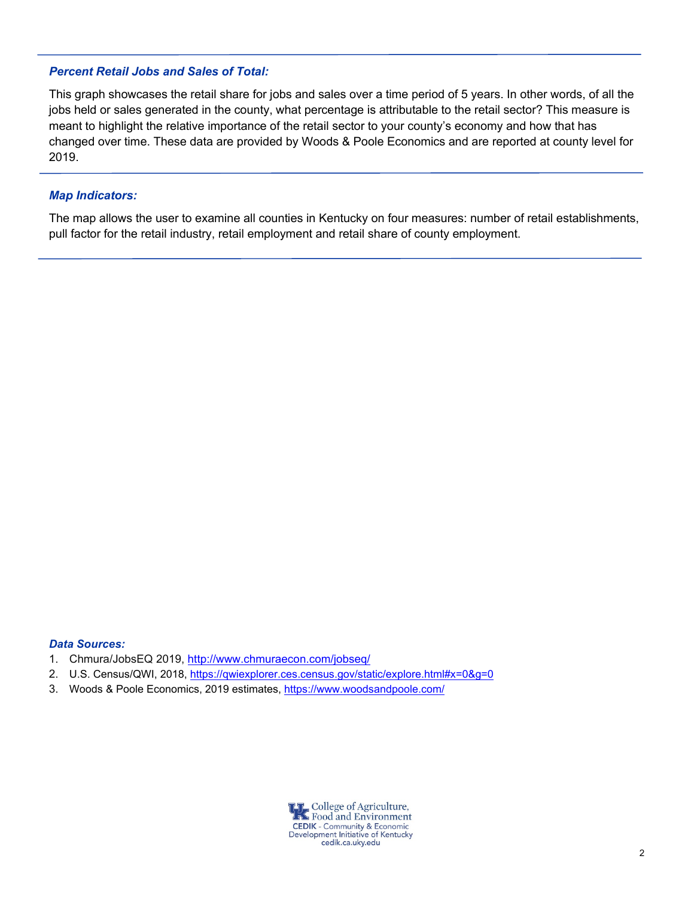### *Percent Retail Jobs and Sales of Total:*

This graph showcases the retail share for jobs and sales over a time period of 5 years. In other words, of all the jobs held or sales generated in the county, what percentage is attributable to the retail sector? This measure is meant to highlight the relative importance of the retail sector to your county's economy and how that has changed over time. These data are provided by Woods & Poole Economics and are reported at county level for 2019.

### *Map Indicators:*

The map allows the user to examine all counties in Kentucky on four measures: number of retail establishments, pull factor for the retail industry, retail employment and retail share of county employment.

### *Data Sources:*

1. Chmura/JobsEQ 2019, http://www.chmuraecon.com/jobseq/
2. U.S. Census/QWI, 2018, https://qwiexplorer.ces.census.gov/static/explore.html#x=0&g=0
3. Woods & Poole Economics, 2019 estimates, https://www.woodsandpoole.com/

College of Agriculture, Food and Environment
CEDIK - Community & Economic Development Initiative of Kentucky
cedik.ca.uky.edu